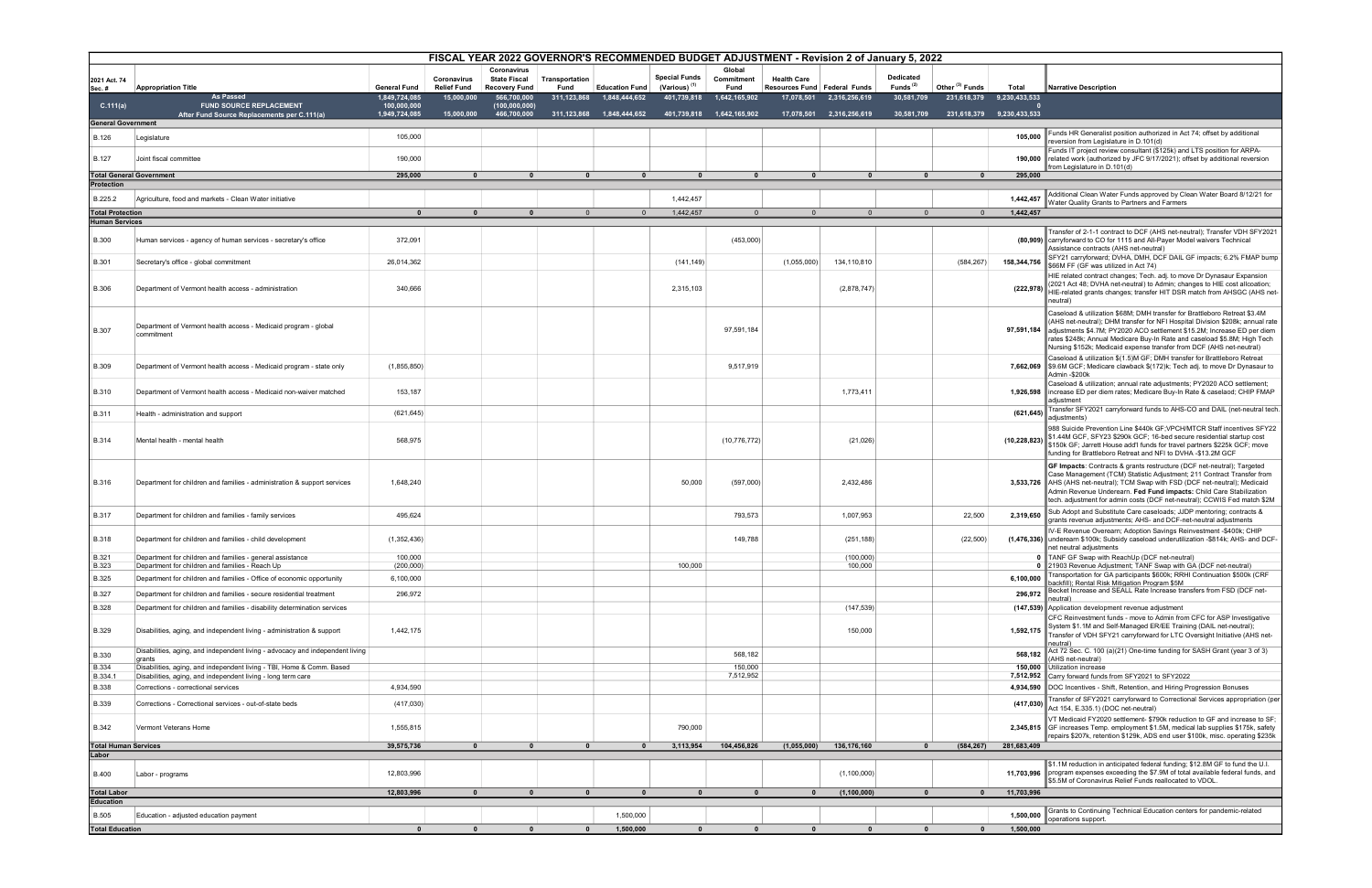# FISCAL YEAR 2022 GOVERNOR'S RECOMMENDED BUDGET ADJUSTMENT - Revision 2 of January 5, 2022

| 2021 Act. 74 Sec. # | Appropriation Title | General Fund | Coronavirus Relief Fund | Coronavirus State Fiscal Recovery Fund | Transportation Fund | Education Fund | Special Funds (Various) (1) | Global Commitment Fund | Health Care Resources Fund | Federal Funds | Dedicated Funds (2) | Other (3) Funds | Total | Narrative Description |
|---|---|---|---|---|---|---|---|---|---|---|---|---|---|---|
| | As Passed | 1,849,724,085 | 15,000,000 | 566,700,000 | 311,123,868 | 1,848,444,652 | 401,739,818 | 1,642,165,902 | 17,078,501 | 2,316,256,619 | 30,581,709 | 231,618,379 | 9,230,433,533 | |
| C.111(a) | FUND SOURCE REPLACEMENT | 100,000,000 | | (100,000,000) | | | | | | | | | 0 | |
| | After Fund Source Replacements per C.111(a) | 1,949,724,085 | 15,000,000 | 466,700,000 | 311,123,868 | 1,848,444,652 | 401,739,818 | 1,642,165,902 | 17,078,501 | 2,316,256,619 | 30,581,709 | 231,618,379 | 9,230,433,533 | |
| **General Government** | | | | | | | | | | | | | | |
| B.126 | Legislature | 105,000 | | | | | | | | | | | 105,000 | Funds HR Generalist position authorized in Act 74; offset by additional reversion from Legislature in D.101(d) |
| B.127 | Joint fiscal committee | 190,000 | | | | | | | | | | | 190,000 | Funds IT project review consultant ($125k) and LTS position for ARPA-related work (authorized by JFC 9/17/2021); offset by additional reversion from Legislature in D.101(d) |
| **Total General Government** | | 295,000 | 0 | 0 | 0 | 0 | 0 | 0 | 0 | 0 | 0 | 0 | 295,000 | |
| **Protection** | | | | | | | | | | | | | | |
| B.225.2 | Agriculture, food and markets - Clean Water initiative | | | | | | 1,442,457 | | | | | | 1,442,457 | Additional Clean Water Funds approved by Clean Water Board 8/12/21 for Water Quality Grants to Partners and Farmers |
| **Total Protection** | | 0 | 0 | 0 | 0 | 0 | 1,442,457 | 0 | 0 | 0 | 0 | 0 | 1,442,457 | |
| **Human Services** | | | | | | | | | | | | | | |
| B.300 | Human services - agency of human services - secretary's office | 372,091 | | | | | | (453,000) | | | | | (80,909) | Transfer of 2-1-1 contract to DCF (AHS net-neutral); Transfer VDH SFY2021 carryforward to CO for 1115 and All-Payer Model waivers Technical Assistance contracts (AHS net-neutral) |
| B.301 | Secretary's office - global commitment | 26,014,362 | | | | | (141,149) | | (1,055,000) | 134,110,810 | | (584,267) | 158,344,756 | SFY21 carryforward; DVHA, DMH, DCF DAIL GF impacts; 6.2% FMAP bump $66M FF (GF was utilized in Act 74) |
| B.306 | Department of Vermont health access - administration | 340,666 | | | | | 2,315,103 | | | (2,878,747) | | | (222,978) | HIE related contract changes; Tech. adj. to move Dr Dynasaur Expansion (2021 Act 48; DVHA net-neutral) to Admin; changes to HIE cost allocation; HIE-related grants changes; transfer HIT DSR match from AHSGC (AHS net-neutral) |
| B.307 | Department of Vermont health access - Medicaid program - global commitment | | | | | | | 97,591,184 | | | | | 97,591,184 | Caseload & utilization $68M; DMH transfer for Brattleboro Retreat $3.4M (AHS net-neutral); DHM transfer for NFI Hospital Division $208k; annual rate adjustments $4.7M; PY2020 ACO settlement $15.2M; Increase ED per diem rates $248k; Annual Medicare Buy-In Rate and caseload $5.8M; High Tech Nursing $152k; Medicaid expense transfer from DCF (AHS net-neutral) |
| B.309 | Department of Vermont health access - Medicaid program - state only | (1,855,850) | | | | | | 9,517,919 | | | | | 7,662,069 | Caseload & utilization $(1.5)M GF; DMH transfer for Brattleboro Retreat $9.6M GCF; Medicare clawback $(172)k; Tech adj. to move Dr Dynasaur to Admin -$200k |
| B.310 | Department of Vermont health access - Medicaid non-waiver matched | 153,187 | | | | | | | | 1,773,411 | | | 1,926,598 | Caseload & utilization; annual rate adjustments; PY2020 ACO settlement; increase ED per diem rates; Medicare Buy-In Rate & caseload; CHIP FMAP adjustment |
| B.311 | Health - administration and support | (621,645) | | | | | | | | | | | (621,645) | Transfer SFY2021 carryforward funds to AHS-CO and DAIL (net-neutral tech. adjustments) |
| B.314 | Mental health - mental health | 568,975 | | | | | | (10,776,772) | | (21,026) | | | (10,228,823) | 988 Suicide Prevention Line $440k GF;VPCH/MTCR Staff incentives SFY22 $1.44M GCF, SFY23 $290k GCF; 16-bed secure residential startup cost $150k GF; Jarrett House add'l funds for travel partners $225k GCF; move funding for Brattleboro Retreat and NFI to DVHA -$13.2M GCF |
| B.316 | Department for children and families - administration & support services | 1,648,240 | | | | | 50,000 | (597,000) | | 2,432,486 | | | 3,533,726 | **GF Impacts**: Contracts & grants restructure (DCF net-neutral); Targeted Case Management (TCM) Statistic Adjustment; 211 Contract Transfer from AHS (AHS net-neutral); TCM Swap with FSD (DCF net-neutral); Medicaid Admin Revenue Underearn. **Fed Fund impacts**: Child Care Stabilization tech. adjustment for admin costs (DCF net-neutral); CCWIS Fed match $2M |
| B.317 | Department for children and families - family services | 495,624 | | | | | | 793,573 | | 1,007,953 | | 22,500 | 2,319,650 | Sub Adopt and Substitute Care caseloads; JJDP mentoring; contracts & grants revenue adjustments; AHS- and DCF-net-neutral adjustments |
| B.318 | Department for children and families - child development | (1,352,436) | | | | | | 149,788 | | (251,188) | | (22,500) | (1,476,336) | IV-E Revenue Overearn; Adoption Savings Reinvestment -$400k; CHIP underearn $100k; Subsidy caseload underutilization -$814k; AHS- and DCF-net neutral adjustments |
| B.321 | Department for children and families - general assistance | 100,000 | | | | | | | | (100,000) | | | 0 | TANF GF Swap with ReachUp (DCF net-neutral) |
| B.323 | Department for children and families - Reach Up | (200,000) | | | | | 100,000 | | | 100,000 | | | 0 | 21903 Revenue Adjustment; TANF Swap with GA (DCF net-neutral) |
| B.325 | Department for children and families - Office of economic opportunity | 6,100,000 | | | | | | | | | | | 6,100,000 | Transportation for GA participants $600k; RRHI Continuation $500k (CRF backfill); Rental Risk Mitigation Program $5M |
| B.327 | Department for children and families - secure residential treatment | 296,972 | | | | | | | | | | | 296,972 | Beckel Increase and SEALL Rate Increase transfers from FSD (DCF net-neutral) |
| B.328 | Department for children and families - disability determination services | | | | | | | | | (147,539) | | | (147,539) | Application development revenue adjustment |
| B.329 | Disabilities, aging, and independent living - administration & support | 1,442,175 | | | | | | | | 150,000 | | | 1,592,175 | CFC Reinvestment funds - move to Admin from CFC for ASP Investigative System $1.1M and Self-Managed ER/EE Training (DAIL net-neutral); Transfer of VDH SFY21 carryforward for LTC Oversight Initiative (AHS net-neutral) |
| B.330 | Disabilities, aging, and independent living - advocacy and independent living grants | | | | | | | 568,182 | | | | | 568,182 | Act 72 Sec. C. 100 (a)(21) One-time funding for SASH Grant (year 3 of 3) (AHS net-neutral) |
| B.334 | Disabilities, aging, and independent living - TBI, Home & Comm. Based | | | | | | | 150,000 | | | | | 150,000 | Utilization increase |
| B.334.1 | Disabilities, aging, and independent living - long term care | | | | | | | 7,512,952 | | | | | 7,512,952 | Carry forward funds from SFY2021 to SFY2022 |
| B.338 | Corrections - correctional services | 4,934,590 | | | | | | | | | | | 4,934,590 | DOC Incentives - Shift, Retention, and Hiring Progression Bonuses |
| B.339 | Corrections - Correctional services - out-of-state beds | (417,030) | | | | | | | | | | | (417,030) | Transfer of SFY2021 carryforward to Correctional Services appropriation (per Act 154, E.335.1) (DOC net-neutral) |
| B.342 | Vermont Veterans Home | 1,555,815 | | | | | 790,000 | | | | | | 2,345,815 | VT Medicaid FY2020 settlement- $790k reduction to GF and increase to SF; GF increases Temp. employment $1.5M, medical lab supplies $175k, safety repairs $207k, retention $129k, ADS end user $100k, misc. operating $235k |
| **Total Human Services** | | 39,575,736 | 0 | 0 | 0 | 0 | 3,113,954 | 104,456,826 | (1,055,000) | 136,176,160 | 0 | (584,267) | 281,683,409 | |
| **Labor** | | | | | | | | | | | | | | |
| B.400 | Labor - programs | 12,803,996 | | | | | | | | (1,100,000) | | | 11,703,996 | $1.1M reduction in anticipated federal funding; $12.8M GF to fund the U.I. program expenses exceeding the $7.9M of total available federal funds, and $5.5M of Coronavirus Relief Funds reallocated to VDOL. |
| **Total Labor** | | 12,803,996 | 0 | 0 | 0 | 0 | 0 | 0 | 0 | (1,100,000) | 0 | 0 | 11,703,996 | |
| **Education** | | | | | | | | | | | | | | |
| B.505 | Education - adjusted education payment | | | | | 1,500,000 | | | | | | | 1,500,000 | Grants to Continuing Technical Education centers for pandemic-related operations support. |
| **Total Education** | | 0 | 0 | 0 | 0 | 1,500,000 | 0 | 0 | 0 | 0 | 0 | 0 | 1,500,000 | |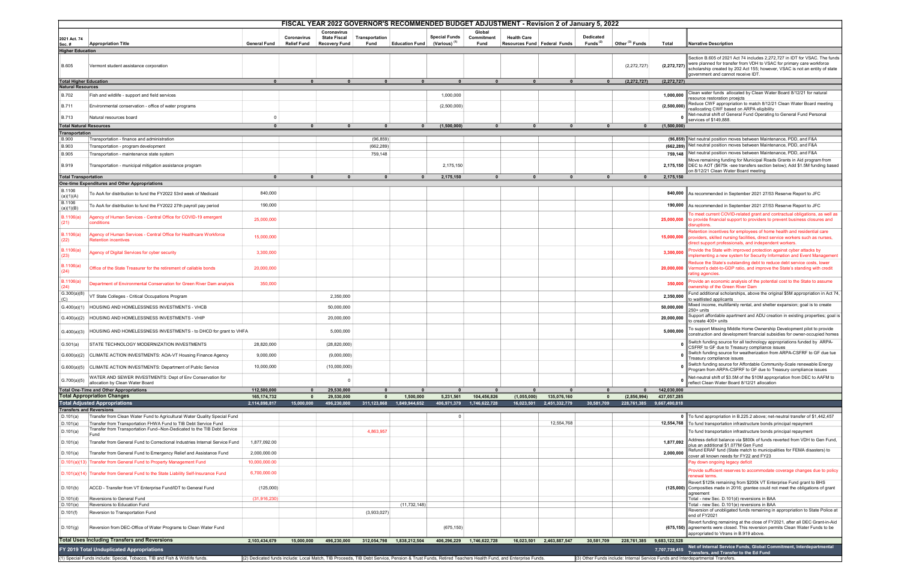# FISCAL YEAR 2022 GOVERNOR'S RECOMMENDED BUDGET ADJUSTMENT - Revision 2 of January 5, 2022

| 2021 Act. 74 Sec. # | Appropriation Title | General Fund | Coronavirus Relief Fund | Coronavirus State Fiscal Recovery Fund | Transportation Fund | Education Fund | Special Funds (Various) [1] | Global Commitment Fund | Health Care Resources Fund | Federal Funds | Dedicated Funds [2] | Other [3] Funds | Total | Narrative Description |
|---|---|---|---|---|---|---|---|---|---|---|---|---|---|---|
| **Higher Education** | | | | | | | | | | | | | | |
| B.605 | Vermont student assistance corporation | | | | | | | | | | | (2,272,727) | (2,272,727) | Section B.605 of 2021 Act 74 includes 2,272,727 in IDT for VSAC. The funds were planned for transfer from VDH to VSAC for primary care workforce scholarship created by 202 Act 155; however, VSAC is not an entity of state government and cannot receive IDT. |
| **Total Higher Education** | | 0 | 0 | 0 | 0 | 0 | 0 | 0 | 0 | 0 | 0 | (2,272,727) | (2,272,727) | |
| **Natural Resources** | | | | | | | | | | | | | | |
| B.702 | Fish and wildlife - support and field services | | | | | | 1,000,000 | | | | | | 1,000,000 | Clean water funds allocated by Clean Water Board 8/12/21 for natural resource restoration proejcts |
| B.711 | Environmental conservation - office of water programs | | | | | | (2,500,000) | | | | | | (2,500,000) | Reduce CWF appropriation to match 8/12/21 Clean Water Board meeting reallocating CWF based on ARPA eligibility |
| B.713 | Natural resources board | 0 | | | | | | | | | | | 0 | Net-neutral shift of General Fund Operating to General Fund Personal services of $149,888. |
| **Total Natural Resources** | | 0 | 0 | 0 | 0 | 0 | (1,500,000) | 0 | 0 | 0 | 0 | 0 | (1,500,000) | |
| **Transportation** | | | | | | | | | | | | | | |
| B.900 | Transportation - finance and administration | | | | (96,859) | | | | | | | | (96,859) | Net neutral position moves between Maintenance, PDD, and F&A |
| B.903 | Transportation - program development | | | | (662,289) | | | | | | | | (662,289) | Net neutral position moves between Maintenance, PDD, and F&A |
| B.905 | Transportation - maintenance state system | | | | 759,148 | | | | | | | | 759,148 | Net neutral position moves between Maintenance, PDD, and F&A |
| B.919 | Transportation - municipal mitigation assistance program | | | | | | 2,175,150 | | | | | | 2,175,150 | Move remaining funding for Municipal Roads Grants in Aid program from DEC to AOT ($675k -see transfers section below); Add $1.5M funding based on 8/12/21 Clean Water Board meeting |
| **Total Transportation** | | 0 | 0 | 0 | 0 | 0 | 2,175,150 | 0 | 0 | 0 | 0 | 0 | 2,175,150 | |
| **One-time Expenditures and Other Appropriations** | | | | | | | | | | | | | | |
| B.1106 (a)(1)(A) | To AoA for distribution to fund the FY2022 53rd week of Medicaid | 840,000 | | | | | | | | | | | 840,000 | As recommended in September 2021 27/53 Reserve Report to JFC |
| B.1106 (a)(1)(B) | To AoA for distribution to fund the FY2022 27th payroll pay period | 190,000 | | | | | | | | | | | 190,000 | As recommended in September 2021 27/53 Reserve Report to JFC |
| B.1106(a) (21) | Agency of Human Services - Central Office for COVID-19 emergent conditions | 25,000,000 | | | | | | | | | | | 25,000,000 | To meet current COVID-related grant and contractual obligations, as well as to provide financial support to providers to prevent business closures and disruptions. |
| B.1106(a) (22) | Agency of Human Services - Central Office for Healthcare Workforce Retention incentives | 15,000,000 | | | | | | | | | | | 15,000,000 | Retention incentives for employees of home health and residential care providers, skilled nursing facilities, direct service workers such as nurses, direct support professionals, and independent workers. |
| B.1106(a) (23) | Agency of Digital Services for cyber security | 3,300,000 | | | | | | | | | | | 3,300,000 | Provide the State with improved protection against cyber attacks by implementing a new system for Security Information and Event Management |
| B.1106(a) (24) | Office of the State Treasurer for the retirement of callable bonds | 20,000,000 | | | | | | | | | | | 20,000,000 | Reduce the State's outstanding debt to reduce debt service costs, lower Vermont's debt-to-GDP ratio, and improve the State's standing with credit rating agencies. |
| B.1106(a) (24) | Department of Environmental Conservation for Green River Dam analysis | 350,000 | | | | | | | | | | | 350,000 | Provide an economic analysis of the potential cost to the State to assume ownership of the Green River Dam |
| G.300(a)(8) (C) | VT State Colleges - Critical Occupations Program | | | 2,350,000 | | | | | | | | | 2,350,000 | Fund additional scholarships, above the original $5M appropriation in Act 74, to waitlisted applicants |
| G.400(a)(1) | HOUSING AND HOMELESSNESS INVESTMENTS - VHCB | | | 50,000,000 | | | | | | | | | 50,000,000 | Mixed income, multifamily rental, and shelter expansion; goal is to create 250+ units |
| G.400(a)(2) | HOUSING AND HOMELESSNESS INVESTMENTS - VHIP | | | 20,000,000 | | | | | | | | | 20,000,000 | Support affordable apartment and ADU creation in existing properties; goal is to create 400+ units |
| G.400(a)(3) | HOUSING AND HOMELESSNESS INVESTMENTS - to DHCD for grant to VHFA | | | 5,000,000 | | | | | | | | | 5,000,000 | To support Missing Middle Home Ownership Development pilot to provide construction and development financial subsidies for owner-occupied homes |
| G.501(a) | STATE TECHNOLOGY MODERNIZATION INVESTMENTS | 28,820,000 | | (28,820,000) | | | | | | | | | 0 | Switch funding source for all technology appropriations funded by ARPA-CSFRF to GF due to Treasury compliance issues |
| G.600(a)(2) | CLIMATE ACTION INVESTMENTS: AOA-VT Housing Finance Agency | 9,000,000 | | (9,000,000) | | | | | | | | | 0 | Switch funding source for weatherization from ARPA-CSFRF to GF due tue Treasury compliance issues |
| G.600(a)(5) | CLIMATE ACTION INVESTMENTS: Department of Public Service | 10,000,000 | | (10,000,000) | | | | | | | | | 0 | Switch funding source for Affordable Community-Scale renewable Energy Program from ARPA-CSFRF to GF due to Treasury compliance issues |
| G.700(a)(5) | WATER AND SEWER INVESTMENTS: Dept of Env Conservation for allocation by Clean Water Board | | | 0 | | | | | | | | | 0 | Net-neutral shift of $3.5M of the $10M appropriation from DEC to AAFM to reflect Clean Water Board 8/12/21 allocation |
| **Total One-Time and Other Appropriations** | | 112,500,000 | 0 | 29,530,000 | 0 | 0 | 0 | 0 | 0 | 0 | 0 | 0 | 142,030,000 | |
| **Total Appropriation Changes** | | 165,174,732 | 0 | 29,530,000 | 0 | 1,500,000 | 5,231,561 | 104,456,826 | (1,055,000) | 135,076,160 | 0 | (2,856,994) | 437,057,285 | |
| **Total Adjusted Appropriations** | | 2,114,898,817 | 15,000,000 | 496,230,000 | 311,123,868 | 1,849,944,652 | 406,971,379 | 1,746,622,728 | 16,023,501 | 2,451,332,779 | 30,581,709 | 228,761,385 | 9,667,490,818 | |
| **Transfers and Reversions** | | | | | | | | | | | | | | |
| D.101(a) | Transfer from Clean Water Fund to Agricultural Water Quality Special Fund | | | | | | 0 | | | | | | 0 | To fund appropriation in B.225.2 above; net-neutral transfer of $1,442,457 |
| D.101(a) | Transfer from Transportation FHWA Fund to TIB Debt Service Fund | | | | | | | | | 12,554,768 | | | 12,554,768 | To fund transportation infrastructure bonds principal repayment |
| D.101(a) | Transfer from Transportation Fund--Non-Dedicated to the TIB Debt Service Fund | | | | 4,863,957 | | | | | | | | | To fund transportation infrastructure bonds principal repayment |
| D.101(a) | Transfer from General Fund to Correctional Industries Internal Service Fund | 1,877,092.00 | | | | | | | | | | | 1,877,092 | Address deficit balance via $800k of funds reverted from VDH to Gen Fund, plus an additional $1.077M Gen Fund |
| D.101(a) | Transfer from General Fund to Emergency Relief and Assistance Fund | 2,000,000.00 | | | | | | | | | | | 2,000,000 | Refund ERAF fund (State match to municipalities for FEMA disasters) to cover all known needs for FY22 and FY23 |
| D.101(a)(13) | Transfer from General Fund to Property Management Fund | 10,000,000.00 | | | | | | | | | | | | Pay down ongoing legacy deficit |
| D.101(a)(14) | Transfer from General Fund to the State Liability Self-Insurance Fund | 6,700,000.00 | | | | | | | | | | | | Provide sufficient reserves to accommodate coverage changes due to policy renewal terms. |
| D.101(b) | ACCD - Transfer from VT Enterprise Fund/IDT to General Fund | (125,000) | | | | | | | | | | | (125,000) | Revert $125k remaining from $200k VT Enterprise Fund grant to BHS Composities made in 2016; grantee could not meet the obligations of grant agreement |
| D.101(d) | Reversions to General Fund | (31,916,230) | | | | | | | | | | | | Total - new Sec. D.101(d) reversions in BAA |
| D.101(e) | Reversions to Education Fund | | | | | (11,732,148) | | | | | | | | Total - new Sec. D.101(e) reversions in BAA |
| D.101(f) | Reversion to Transportation Fund | | | | (3,933,027) | | | | | | | | | Reversion of unobligated funds remaining in appropriation to State Police at end of FY2021 |
| D.101(g) | Reversion from DEC-Office of Water Programs to Clean Water Fund | | | | | | (675,150) | | | | | | (675,150) | Revert funding remaining at the close of FY2021, after all DEC Grant-in-Aid agreements were closed. This reversion permits Clean Water Funds to be appropriated to Vtrans in B.919 above. |
| **Total Uses Including Transfers and Reversions** | | 2,103,434,679 | 15,000,000 | 496,230,000 | 312,054,798 | 1,838,212,504 | 406,296,229 | 1,746,622,728 | 16,023,501 | 2,463,887,547 | 30,581,709 | 228,761,385 | 9,683,122,528 | |
| **FY 2019 Total Unduplicated Appropriations** | | | | | | | | | | | | | 7,707,738,415 | Net of Internal Service Funds, Global Commitment, Interdepartmental Transfers, and Transfer to the Ed Fund |

(1) Special Funds include: Special, Tobacco, TIB and Fish & Wildlife funds.

(2) Dedicated funds include: Local Match, TIB Proceeds, TIB Debt Service, Pension & Trust Funds, Retired Teachers Health Fund, and Enterprise Funds.

(3) Other Funds include: Internal Service Funds and Interdepartmental Transfers.